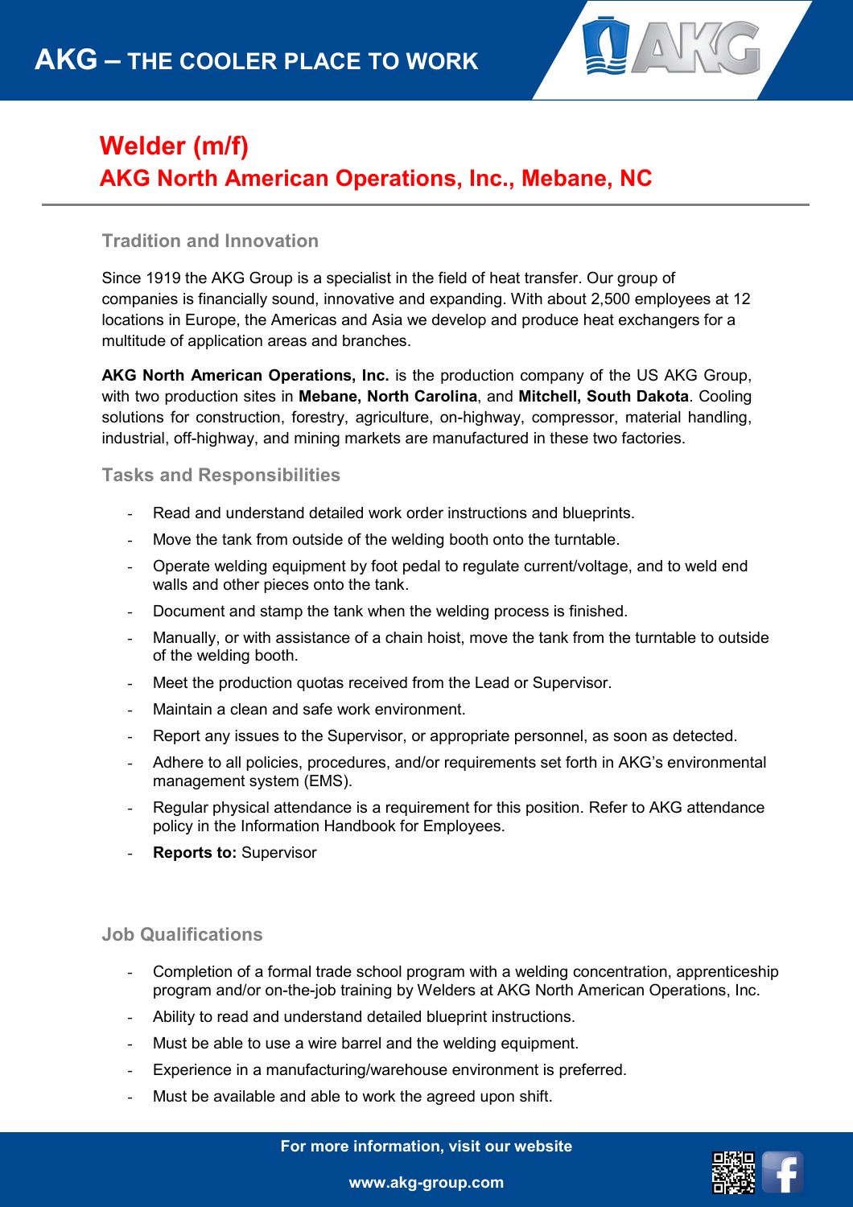# AKG – THE COOLER PLACE TO WORK

## Welder (m/f)
## AKG North American Operations, Inc., Mebane, NC

### Tradition and Innovation

Since 1919 the AKG Group is a specialist in the field of heat transfer. Our group of companies is financially sound, innovative and expanding. With about 2,500 employees at 12 locations in Europe, the Americas and Asia we develop and produce heat exchangers for a multitude of application areas and branches.

**AKG North American Operations, Inc.** is the production company of the US AKG Group, with two production sites in **Mebane, North Carolina**, and **Mitchell, South Dakota**. Cooling solutions for construction, forestry, agriculture, on-highway, compressor, material handling, industrial, off-highway, and mining markets are manufactured in these two factories.

### Tasks and Responsibilities

- Read and understand detailed work order instructions and blueprints.
- Move the tank from outside of the welding booth onto the turntable.
- Operate welding equipment by foot pedal to regulate current/voltage, and to weld end walls and other pieces onto the tank.
- Document and stamp the tank when the welding process is finished.
- Manually, or with assistance of a chain hoist, move the tank from the turntable to outside of the welding booth.
- Meet the production quotas received from the Lead or Supervisor.
- Maintain a clean and safe work environment.
- Report any issues to the Supervisor, or appropriate personnel, as soon as detected.
- Adhere to all policies, procedures, and/or requirements set forth in AKG's environmental management system (EMS).
- Regular physical attendance is a requirement for this position. Refer to AKG attendance policy in the Information Handbook for Employees.
- **Reports to:** Supervisor

### Job Qualifications

- Completion of a formal trade school program with a welding concentration, apprenticeship program and/or on-the-job training by Welders at AKG North American Operations, Inc.
- Ability to read and understand detailed blueprint instructions.
- Must be able to use a wire barrel and the welding equipment.
- Experience in a manufacturing/warehouse environment is preferred.
- Must be available and able to work the agreed upon shift.

**For more information, visit our website**

**www.akg-group.com**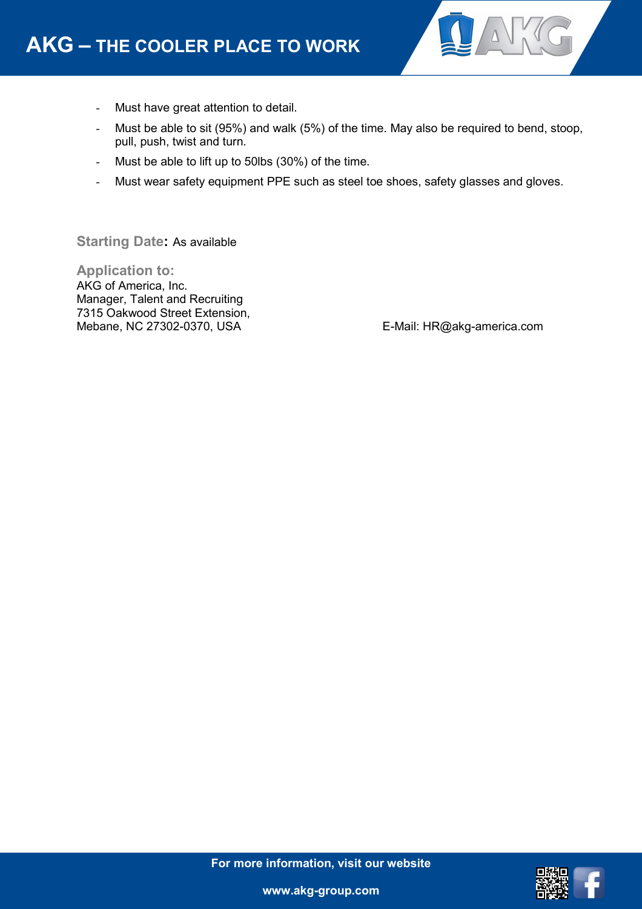- Must have great attention to detail.
- Must be able to sit (95%) and walk (5%) of the time. May also be required to bend, stoop, pull, push, twist and turn.
- Must be able to lift up to 50lbs (30%) of the time.
- Must wear safety equipment PPE such as steel toe shoes, safety glasses and gloves.

**Starting Date:** As available

**Application to:**
AKG of America, Inc.
Manager, Talent and Recruiting
7315 Oakwood Street Extension,
Mebane, NC 27302-0370, USA

E-Mail: HR@akg-america.com

For more information, visit our website

www.akg-group.com